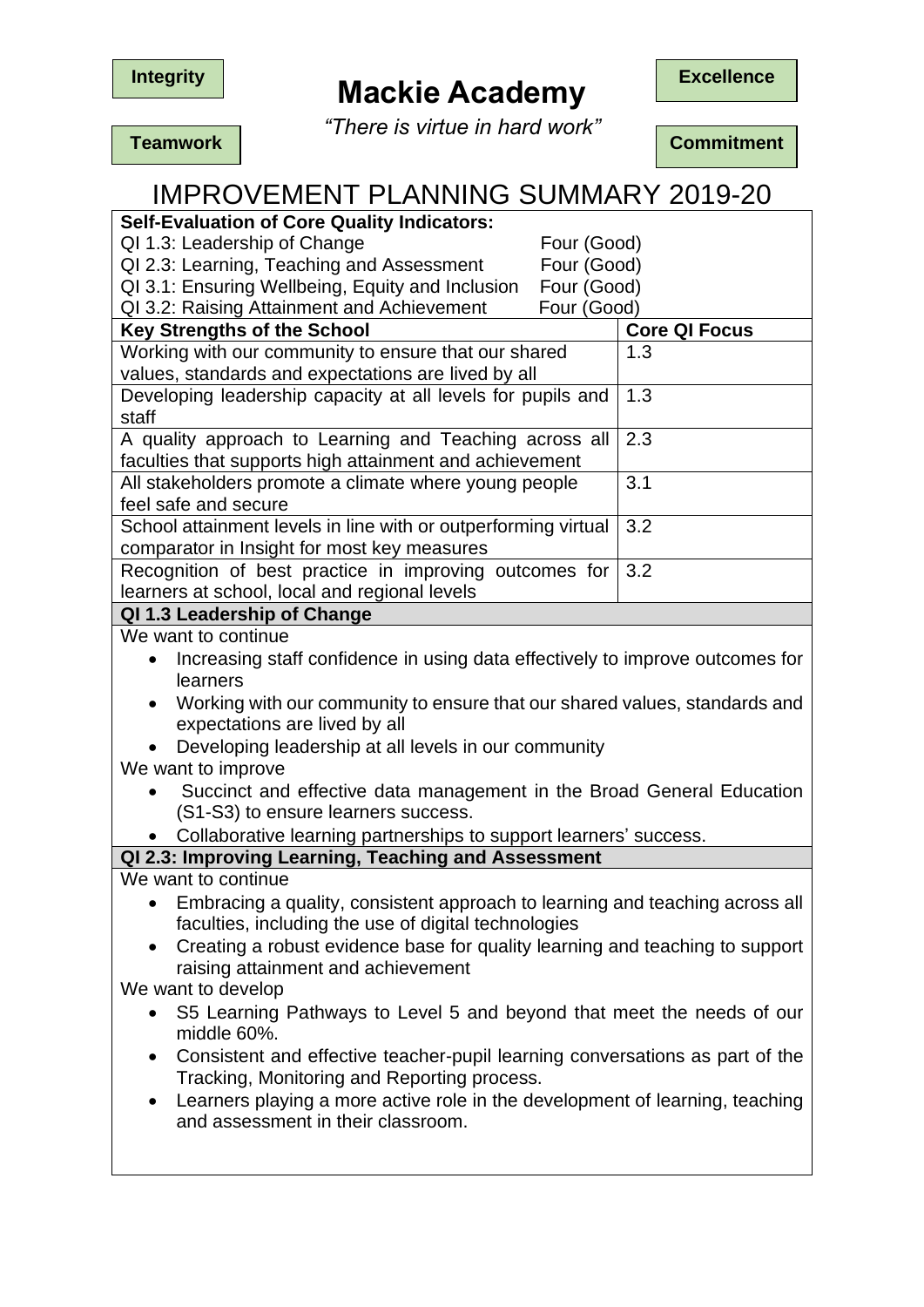**Integrity** **Teamwork**

# Mackie Academy

*"There is virtue in hard work"*

**Excellence** **Commitment**

## IMPROVEMENT PLANNING SUMMARY 2019-20

**Self-Evaluation of Core Quality Indicators:**

| Quality Indicator | Evaluation |
|---|---|
| QI 1.3: Leadership of Change | Four (Good) |
| QI 2.3: Learning, Teaching and Assessment | Four (Good) |
| QI 3.1: Ensuring Wellbeing, Equity and Inclusion | Four (Good) |
| QI 3.2: Raising Attainment and Achievement | Four (Good) |

| Key Strengths of the School | Core QI Focus |
|---|---|
| Working with our community to ensure that our shared values, standards and expectations are lived by all | 1.3 |
| Developing leadership capacity at all levels for pupils and staff | 1.3 |
| A quality approach to Learning and Teaching across all faculties that supports high attainment and achievement | 2.3 |
| All stakeholders promote a climate where young people feel safe and secure | 3.1 |
| School attainment levels in line with or outperforming virtual comparator in Insight for most key measures | 3.2 |
| Recognition of best practice in improving outcomes for learners at school, local and regional levels | 3.2 |

### QI 1.3 Leadership of Change

We want to continue

- Increasing staff confidence in using data effectively to improve outcomes for learners
- Working with our community to ensure that our shared values, standards and expectations are lived by all
- Developing leadership at all levels in our community

We want to improve

- Succinct and effective data management in the Broad General Education (S1-S3) to ensure learners success.
- Collaborative learning partnerships to support learners' success.

### QI 2.3: Improving Learning, Teaching and Assessment

We want to continue

- Embracing a quality, consistent approach to learning and teaching across all faculties, including the use of digital technologies
- Creating a robust evidence base for quality learning and teaching to support raising attainment and achievement

We want to develop

- S5 Learning Pathways to Level 5 and beyond that meet the needs of our middle 60%.
- Consistent and effective teacher-pupil learning conversations as part of the Tracking, Monitoring and Reporting process.
- Learners playing a more active role in the development of learning, teaching and assessment in their classroom.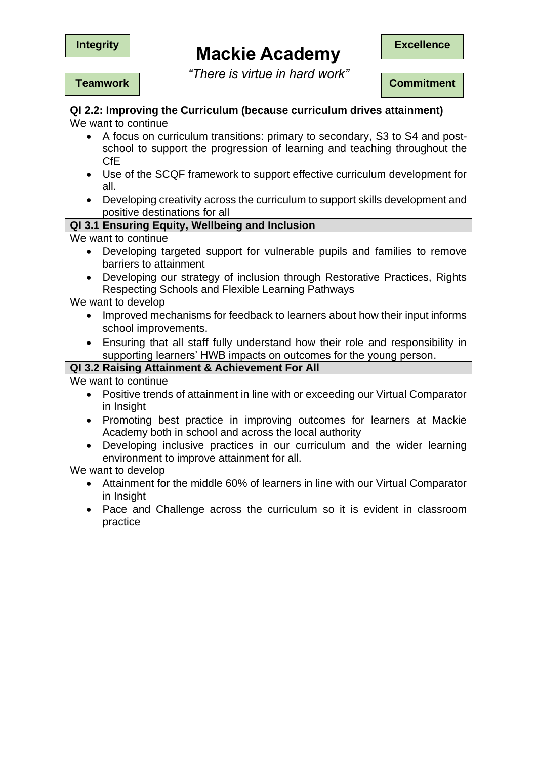**Integrity** **Teamwork**

# Mackie Academy

*"There is virtue in hard work"*

**Excellence** **Commitment**

**QI 2.2: Improving the Curriculum (because curriculum drives attainment)**

We want to continue

- A focus on curriculum transitions: primary to secondary, S3 to S4 and post-school to support the progression of learning and teaching throughout the CfE
- Use of the SCQF framework to support effective curriculum development for all.
- Developing creativity across the curriculum to support skills development and positive destinations for all

**QI 3.1 Ensuring Equity, Wellbeing and Inclusion**

We want to continue

- Developing targeted support for vulnerable pupils and families to remove barriers to attainment
- Developing our strategy of inclusion through Restorative Practices, Rights Respecting Schools and Flexible Learning Pathways

We want to develop

- Improved mechanisms for feedback to learners about how their input informs school improvements.
- Ensuring that all staff fully understand how their role and responsibility in supporting learners' HWB impacts on outcomes for the young person.

**QI 3.2 Raising Attainment & Achievement For All**

We want to continue

- Positive trends of attainment in line with or exceeding our Virtual Comparator in Insight
- Promoting best practice in improving outcomes for learners at Mackie Academy both in school and across the local authority
- Developing inclusive practices in our curriculum and the wider learning environment to improve attainment for all.

We want to develop

- Attainment for the middle 60% of learners in line with our Virtual Comparator in Insight
- Pace and Challenge across the curriculum so it is evident in classroom practice